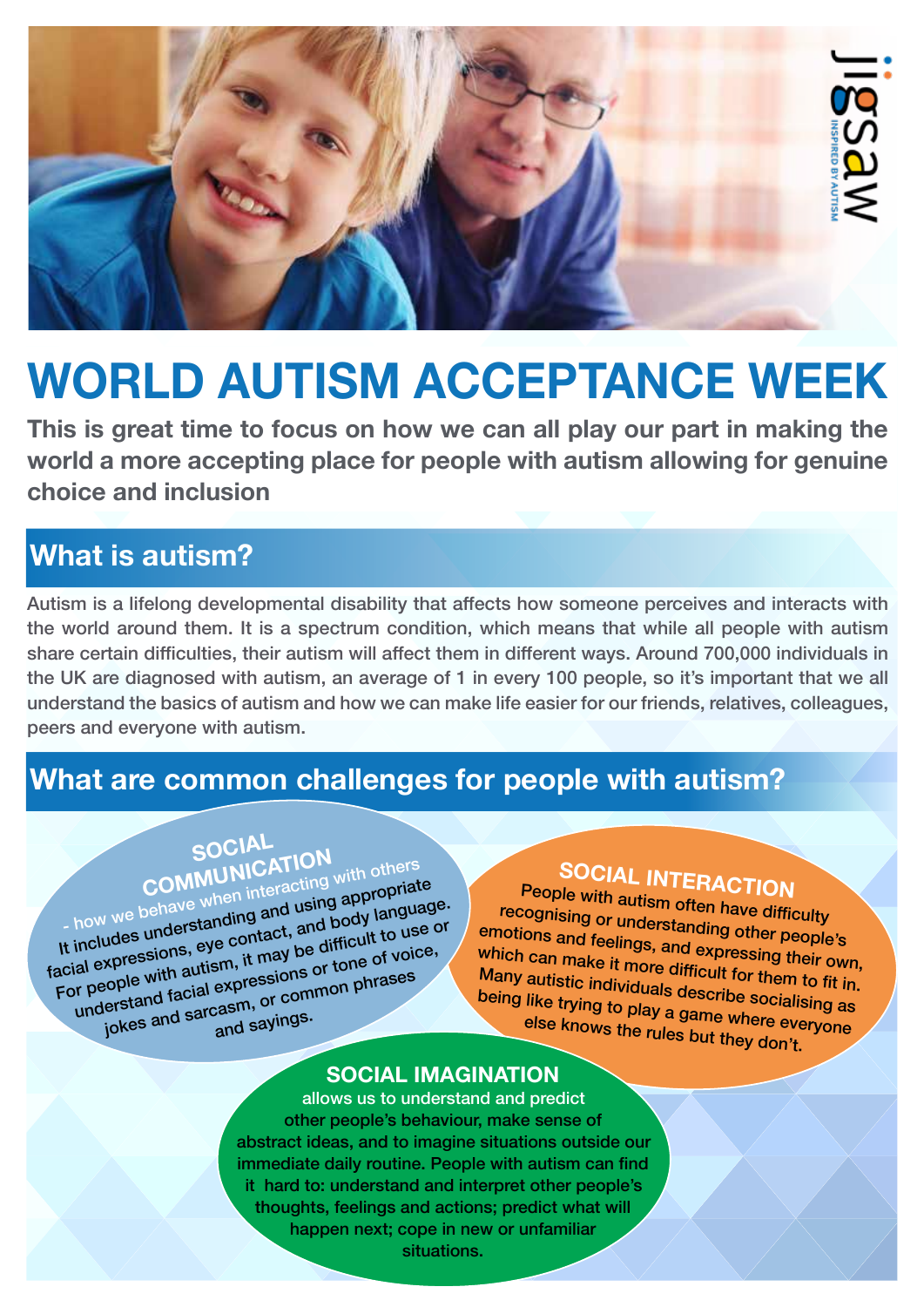# WORLD AUTISM ACCEPTANCE WEEK

**This is great time to focus on how we can all play our part in making the world a more accepting place for people with autism allowing for genuine choice and inclusion**

## What is autism?

Autism is a lifelong developmental disability that affects how someone perceives and interacts with the world around them. It is a spectrum condition, which means that while all people with autism share certain difficulties, their autism will affect them in different ways. Around 700,000 individuals in the UK are diagnosed with autism, an average of 1 in every 100 people, so it's important that we all understand the basics of autism and how we can make life easier for our friends, relatives, colleagues, peers and everyone with autism.

## What are common challenges for people with autism?

### SOCIAL COMMUNICATION

- how we behave when interacting with others It includes understanding and using appropriate facial expressions, eye contact, and body language. For people with autism, it may be difficult to use or understand facial expressions or tone of voice, jokes and sarcasm, or common phrases and sayings.

### SOCIAL INTERACTION

People with autism often have difficulty recognising or understanding other people's emotions and feelings, and expressing their own, which can make it more difficult for them to fit in. Many autistic individuals describe socialising as being like trying to play a game where everyone else knows the rules but they don't.

### SOCIAL IMAGINATION

allows us to understand and predict other people's behaviour, make sense of abstract ideas, and to imagine situations outside our immediate daily routine. People with autism can find it hard to: understand and interpret other people's thoughts, feelings and actions; predict what will happen next; cope in new or unfamiliar situations.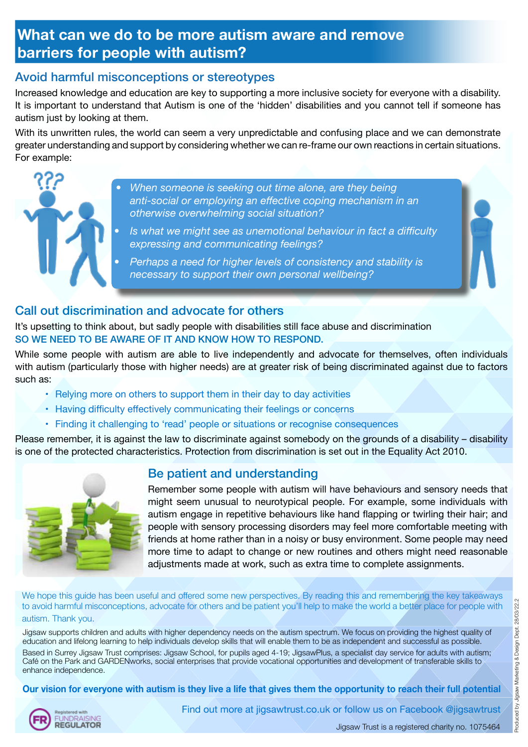# What can we do to be more autism aware and remove barriers for people with autism?

## Avoid harmful misconceptions or stereotypes

Increased knowledge and education are key to supporting a more inclusive society for everyone with a disability. It is important to understand that Autism is one of the 'hidden' disabilities and you cannot tell if someone has autism just by looking at them.

With its unwritten rules, the world can seem a very unpredictable and confusing place and we can demonstrate greater understanding and support by considering whether we can re-frame our own reactions in certain situations. For example:

- *When someone is seeking out time alone, are they being anti-social or employing an effective coping mechanism in an otherwise overwhelming social situation?*
- *Is what we might see as unemotional behaviour in fact a difficulty expressing and communicating feelings?*
- *Perhaps a need for higher levels of consistency and stability is necessary to support their own personal wellbeing?*

## Call out discrimination and advocate for others

It's upsetting to think about, but sadly people with disabilities still face abuse and discrimination SO WE NEED TO BE AWARE OF IT AND KNOW HOW TO RESPOND.

While some people with autism are able to live independently and advocate for themselves, often individuals with autism (particularly those with higher needs) are at greater risk of being discriminated against due to factors such as:

- Relying more on others to support them in their day to day activities
- Having difficulty effectively communicating their feelings or concerns
- Finding it challenging to 'read' people or situations or recognise consequences

Please remember, it is against the law to discriminate against somebody on the grounds of a disability – disability is one of the protected characteristics. Protection from discrimination is set out in the Equality Act 2010.

## Be patient and understanding

Remember some people with autism will have behaviours and sensory needs that might seem unusual to neurotypical people. For example, some individuals with autism engage in repetitive behaviours like hand flapping or twirling their hair; and people with sensory processing disorders may feel more comfortable meeting with friends at home rather than in a noisy or busy environment. Some people may need more time to adapt to change or new routines and others might need reasonable adjustments made at work, such as extra time to complete assignments.

We hope this guide has been useful and offered some new perspectives. By reading this and remembering the key takeaways to avoid harmful misconceptions, advocate for others and be patient you'll help to make the world a better place for people with autism. Thank you.

Jigsaw supports children and adults with higher dependency needs on the autism spectrum. We focus on providing the highest quality of education and lifelong learning to help individuals develop skills that will enable them to be as independent and successful as possible.

Based in Surrey Jigsaw Trust comprises: Jigsaw School, for pupils aged 4-19; JigsawPlus, a specialist day service for adults with autism; Café on the Park and GARDENworks, social enterprises that provide vocational opportunities and development of transferable skills to enhance independence.

**Our vision for everyone with autism is they live a life that gives them the opportunity to reach their full potential**

Registered with FUNDRAISING REGULATOR

Find out more at jigsawtrust.co.uk or follow us on Facebook @jigsawtrust

Jigsaw Trust is a registered charity no. 1075464

Produced by Jigsaw Marketing & Design Dept. 28/03/22.2